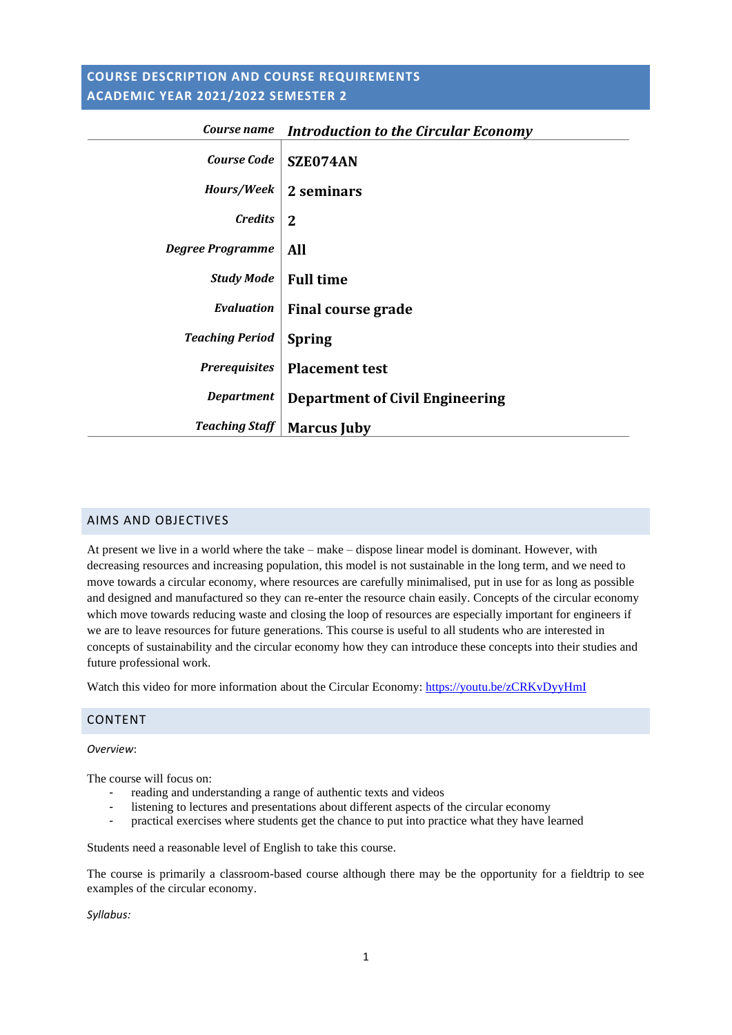# COURSE DESCRIPTION AND COURSE REQUIREMENTS
# ACADEMIC YEAR 2021/2022 SEMESTER 2

| | |
|---|---|
| ***Course name*** | ***Introduction to the Circular Economy*** |
| ***Course Code*** | **SZE074AN** |
| ***Hours/Week*** | **2 seminars** |
| ***Credits*** | **2** |
| ***Degree Programme*** | **All** |
| ***Study Mode*** | **Full time** |
| ***Evaluation*** | **Final course grade** |
| ***Teaching Period*** | **Spring** |
| ***Prerequisites*** | **Placement test** |
| ***Department*** | **Department of Civil Engineering** |
| ***Teaching Staff*** | **Marcus Juby** |

## AIMS AND OBJECTIVES

At present we live in a world where the take – make – dispose linear model is dominant. However, with decreasing resources and increasing population, this model is not sustainable in the long term, and we need to move towards a circular economy, where resources are carefully minimalised, put in use for as long as possible and designed and manufactured so they can re-enter the resource chain easily. Concepts of the circular economy which move towards reducing waste and closing the loop of resources are especially important for engineers if we are to leave resources for future generations. This course is useful to all students who are interested in concepts of sustainability and the circular economy how they can introduce these concepts into their studies and future professional work.

Watch this video for more information about the Circular Economy: https://youtu.be/zCRKvDyyHmI

## CONTENT

*Overview*:

The course will focus on:

- reading and understanding a range of authentic texts and videos
- listening to lectures and presentations about different aspects of the circular economy
- practical exercises where students get the chance to put into practice what they have learned

Students need a reasonable level of English to take this course.

The course is primarily a classroom-based course although there may be the opportunity for a fieldtrip to see examples of the circular economy.

*Syllabus:*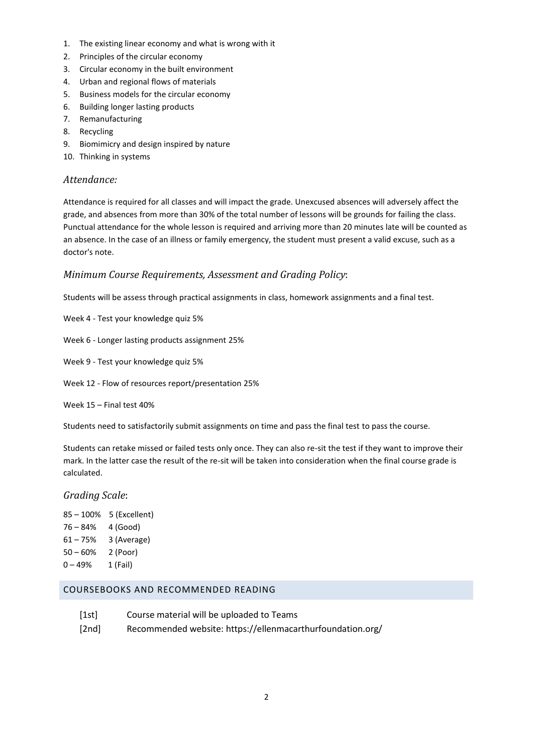1. The existing linear economy and what is wrong with it
2. Principles of the circular economy
3. Circular economy in the built environment
4. Urban and regional flows of materials
5. Business models for the circular economy
6. Building longer lasting products
7. Remanufacturing
8. Recycling
9. Biomimicry and design inspired by nature
10. Thinking in systems

### *Attendance:*

Attendance is required for all classes and will impact the grade. Unexcused absences will adversely affect the grade, and absences from more than 30% of the total number of lessons will be grounds for failing the class. Punctual attendance for the whole lesson is required and arriving more than 20 minutes late will be counted as an absence. In the case of an illness or family emergency, the student must present a valid excuse, such as a doctor's note.

### *Minimum Course Requirements, Assessment and Grading Policy*:

Students will be assess through practical assignments in class, homework assignments and a final test.

Week 4 - Test your knowledge quiz 5%

Week 6 - Longer lasting products assignment 25%

Week 9 - Test your knowledge quiz 5%

Week 12 - Flow of resources report/presentation 25%

Week 15 – Final test 40%

Students need to satisfactorily submit assignments on time and pass the final test to pass the course.

Students can retake missed or failed tests only once. They can also re-sit the test if they want to improve their mark. In the latter case the result of the re-sit will be taken into consideration when the final course grade is calculated.

### *Grading Scale*:

85 – 100% 5 (Excellent)
76 – 84% 4 (Good)
61 – 75% 3 (Average)
50 – 60% 2 (Poor)
0 – 49% 1 (Fail)

## COURSEBOOKS AND RECOMMENDED READING

[1st] Course material will be uploaded to Teams

[2nd] Recommended website: https://ellenmacarthurfoundation.org/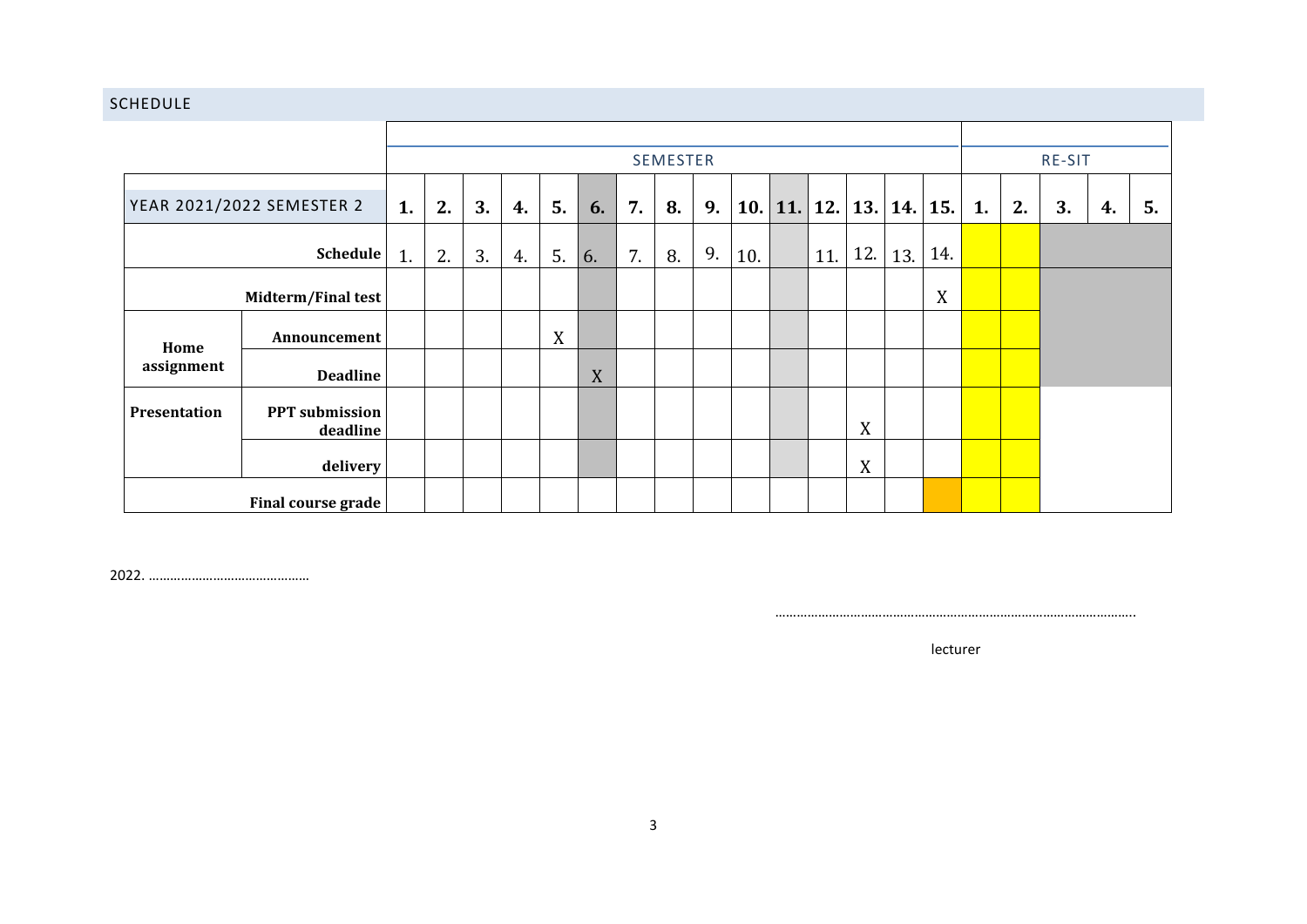## SCHEDULE

| | | SEMESTER | | | | | | | | | | | | | | | RE-SIT | | | | |
|---|---|---|---|---|---|---|---|---|---|---|---|---|---|---|---|---|---|---|---|---|---|
| YEAR 2021/2022 SEMESTER 2 | | **1.** | **2.** | **3.** | **4.** | **5.** | **6.** | **7.** | **8.** | **9.** | **10.** | **11.** | **12.** | **13.** | **14.** | **15.** | **1.** | **2.** | **3.** | **4.** | **5.** |
| **Schedule** | | 1. | 2. | 3. | 4. | 5. | 6. | 7. | 8. | 9. | 10. | | 11. | 12. | 13. | 14. | | | | | |
| **Midterm/Final test** | | | | | | | | | | | | | | | | X | | | | | |
| **Home assignment** | **Announcement** | | | | | X | | | | | | | | | | | | | | | |
| | **Deadline** | | | | | | X | | | | | | | | | | | | | | |
| **Presentation** | **PPT submission deadline** | | | | | | | | | | | | | X | | | | | | | |
| | **delivery** | | | | | | | | | | | | | X | | | | | | | |
| **Final course grade** | | | | | | | | | | | | | | | | | | | | | |

2022. ……………………………………

………………………………………………………………………………………

lecturer